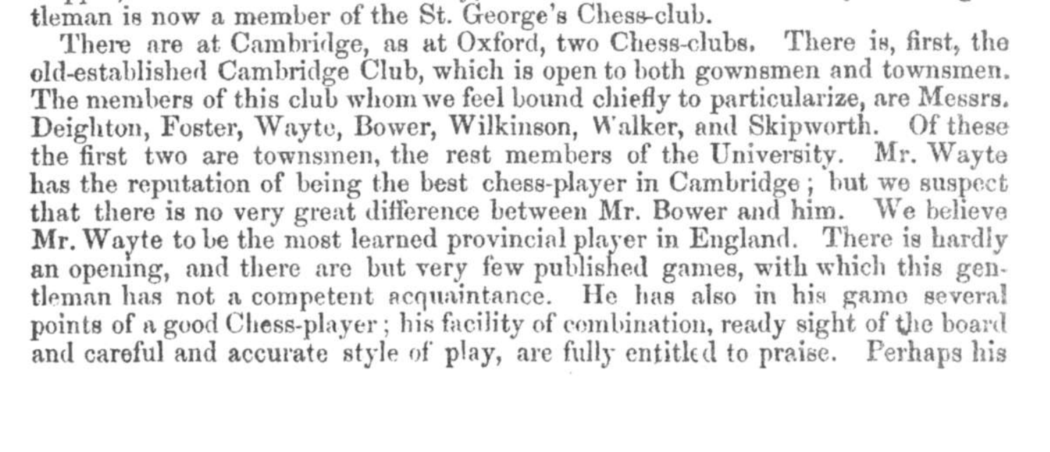tleman is now a member of the St. George's Chess-club.

There are at Cambridge, as at Oxford, two Chess-clubs. There is, first, the old-established Cambridge Club, which is open to both gownsmen and townsmen. The members of this club whom we feel bound chiefly to particularize, are Messrs. Deighton, Foster, Wayte, Bower, Wilkinson, Walker, and Skipworth. Of these the first two are townsmen, the rest members of the University. Mr. Wayte has the reputation of being the best chess-player in Cambridge; but we suspect that there is no very great difference between Mr. Bower and him. We believe Mr. Wayte to be the most learned provincial player in England. There is hardly an opening, and there are but very few published games, with which this gentleman has not a competent acquaintance. He has also in his game several points of a good Chess-player; his facility of combination, ready sight of the board and careful and accurate style of play, are fully entitled to praise. Perhaps his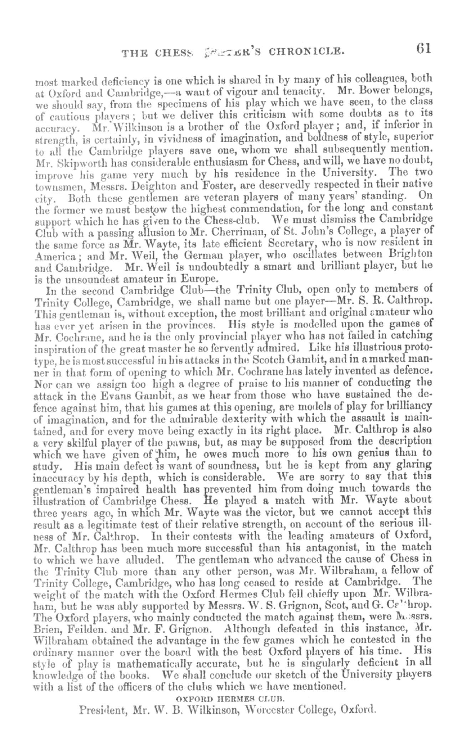most marked deficiency is one which is shared in by many of his colleagues, both at Oxford and Cambridge,—a want of vigour and tenacity. Mr. Bower belongs, we should say, from the specimens of his play which we have seen, to the class of cautious players; but we deliver this criticism with some doubts as to its accuracy. Mr. Wilkinson is a brother of the Oxford player; and, if inferior in strength, is certainly, in vividness of imagination, and boldness of style, superior to all the Cambridge players save one, whom we shall subsequently mention. Mr. Skipworth has considerable enthusiasm for Chess, and will, we have no doubt, improve his game very much by his residence in the University. The two townsmen, Messrs. Deighton and Foster, are deservedly respected in their native city. Both these gentlemen are veteran players of many years' standing. On the former we must bestow the highest commendation, for the long and constant support which he has given to the Chess-club. We must dismiss the Cambridge Club with a passing allusion to Mr. Cherriman, of St. John's College, a player of the same force as Mr. Wayte, its late efficient Secretary, who is now resident in America; and Mr. Weil, the German player, who oscillates between Brighton and Cambridge. Mr. Weil is undoubtedly a smart and brilliant player, but he is the unsoundest amateur in Europe.

In the second Cambridge Club—the Trinity Club, open only to members of Trinity College, Cambridge, we shall name but one player—Mr. S. R. Calthrop. This gentleman is, without exception, the most brilliant and original amateur who has ever yet arisen in the provinces. His style is modelled upon the games of Mr. Cochrane, and he is the only provincial player who has not failed in catching inspiration of the great master he so fervently admired. Like his illustrious prototype, he is most successful in his attacks in the Scotch Gambit, and in a marked manner in that form of opening to which Mr. Cochrane has lately invented as defence. Nor can we assign too high a degree of praise to his manner of conducting the attack in the Evans Gambit, as we hear from those who have sustained the defence against him, that his games at this opening, are models of play for brilliancy of imagination, and for the admirable dexterity with which the assault is maintained, and for every move being exactly in its right place. Mr. Calthrop is also a very skilful player of the pawns, but, as may be supposed from the description which we have given of him, he owes much more to his own genius than to study. His main defect is want of soundness, but he is kept from any glaring inaccuracy by his depth, which is considerable. We are sorry to say that this gentleman's impaired health has prevented him from doing much towards the illustration of Cambridge Chess. He played a match with Mr. Wayte about three years ago, in which Mr. Wayte was the victor, but we cannot accept this result as a legitimate test of their relative strength, on account of the serious illness of Mr. Calthrop. In their contests with the leading amateurs of Oxford, Mr. Calthrop has been much more successful than his antagonist, in the match to which we have alluded. The gentleman who advanced the cause of Chess in the Trinity Club more than any other person, was Mr. Wilbraham, a fellow of Trinity College, Cambridge, who has long ceased to reside at Cambridge. The weight of the match with the Oxford Hermes Club fell chiefly upon Mr. Wilbraham, but he was ably supported by Messrs. W. S. Grignon, Scot, and G. Calthrop. The Oxford players, who mainly conducted the match against them, were Messrs. Brien, Feilden. and Mr. F. Grignon. Although defeated in this instance, Mr. Wilbraham obtained the advantage in the few games which he contested in the ordinary manner over the board with the best Oxford players of his time. His style of play is mathematically accurate, but he is singularly deficient in all knowledge of the books. We shall conclude our sketch of the University players with a list of the officers of the clubs which we have mentioned.

OXFORD HERMES CLUB.

President, Mr. W. B. Wilkinson, Worcester College, Oxford.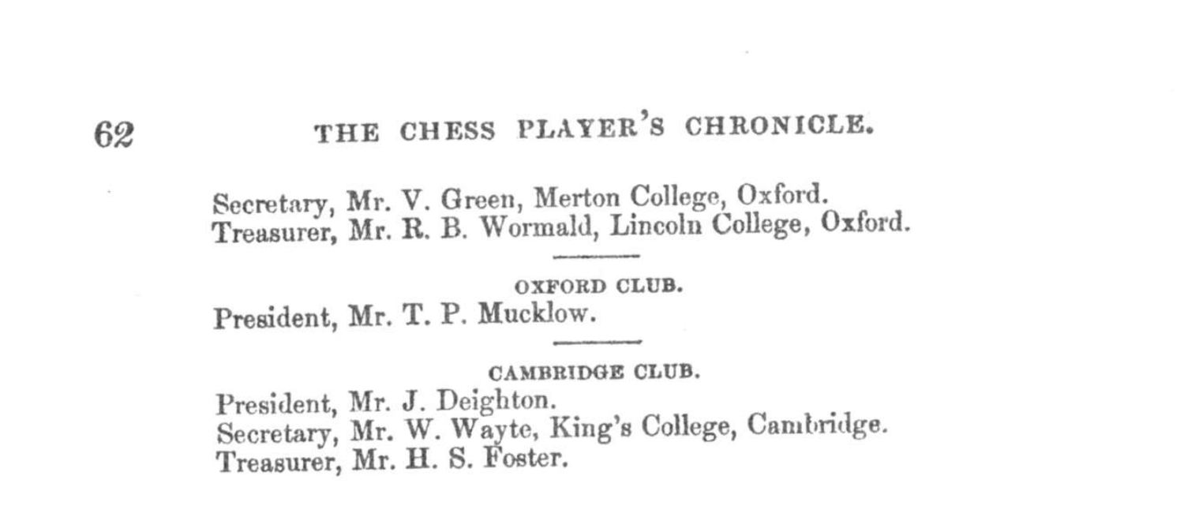Secretary, Mr. V. Green, Merton College, Oxford.
Treasurer, Mr. R. B. Wormald, Lincoln College, Oxford.

---

### OXFORD CLUB.

President, Mr. T. P. Mucklow.

---

### CAMBRIDGE CLUB.

President, Mr. J. Deighton.
Secretary, Mr. W. Wayte, King's College, Cambridge.
Treasurer, Mr. H. S. Foster.